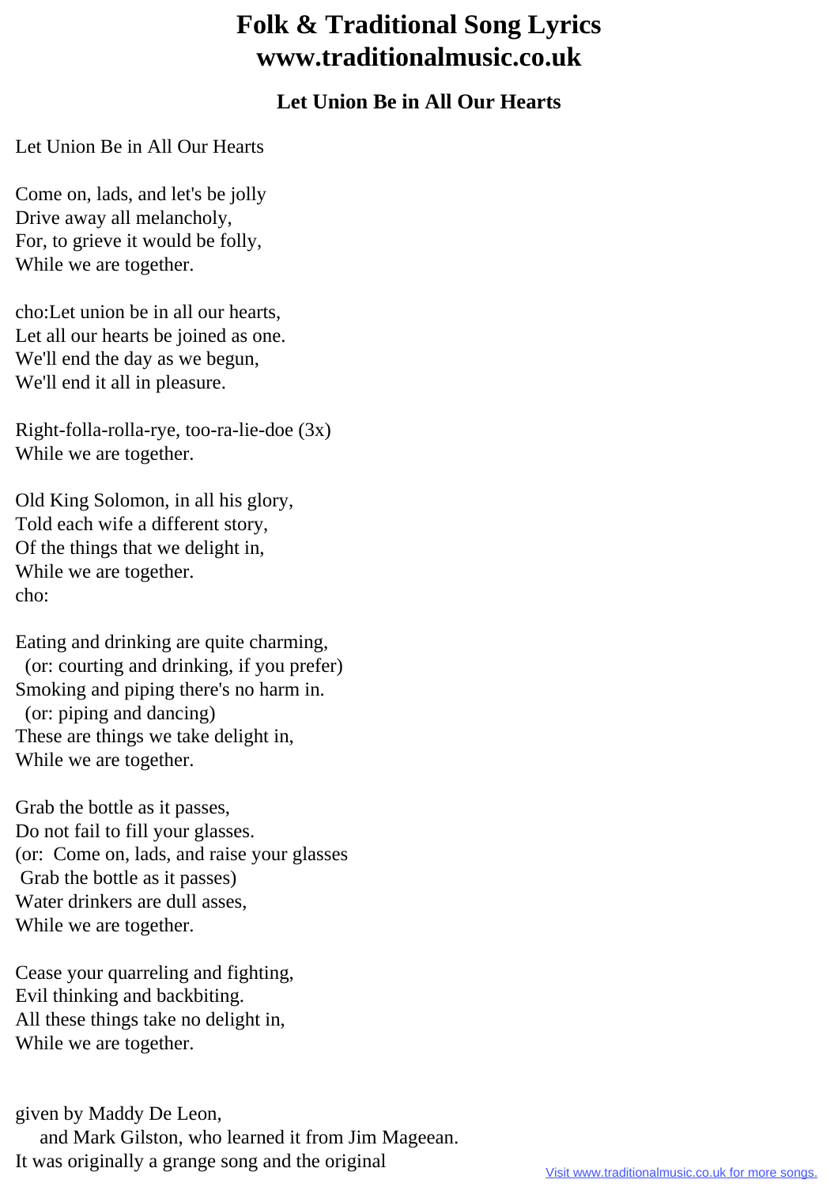# Folk & Traditional Song Lyrics
# www.traditionalmusic.co.uk

## Let Union Be in All Our Hearts

Let Union Be in All Our Hearts

Come on, lads, and let's be jolly
Drive away all melancholy,
For, to grieve it would be folly,
While we are together.

cho:Let union be in all our hearts,
Let all our hearts be joined as one.
We'll end the day as we begun,
We'll end it all in pleasure.

Right-folla-rolla-rye, too-ra-lie-doe (3x)
While we are together.

Old King Solomon, in all his glory,
Told each wife a different story,
Of the things that we delight in,
While we are together.
cho:

Eating and drinking are quite charming,
  (or: courting and drinking, if you prefer)
Smoking and piping there's no harm in.
  (or: piping and dancing)
These are things we take delight in,
While we are together.

Grab the bottle as it passes,
Do not fail to fill your glasses.
(or:  Come on, lads, and raise your glasses
 Grab the bottle as it passes)
Water drinkers are dull asses,
While we are together.

Cease your quarreling and fighting,
Evil thinking and backbiting.
All these things take no delight in,
While we are together.

given by Maddy De Leon,
    and Mark Gilston, who learned it from Jim Mageean.
It was originally a grange song and the original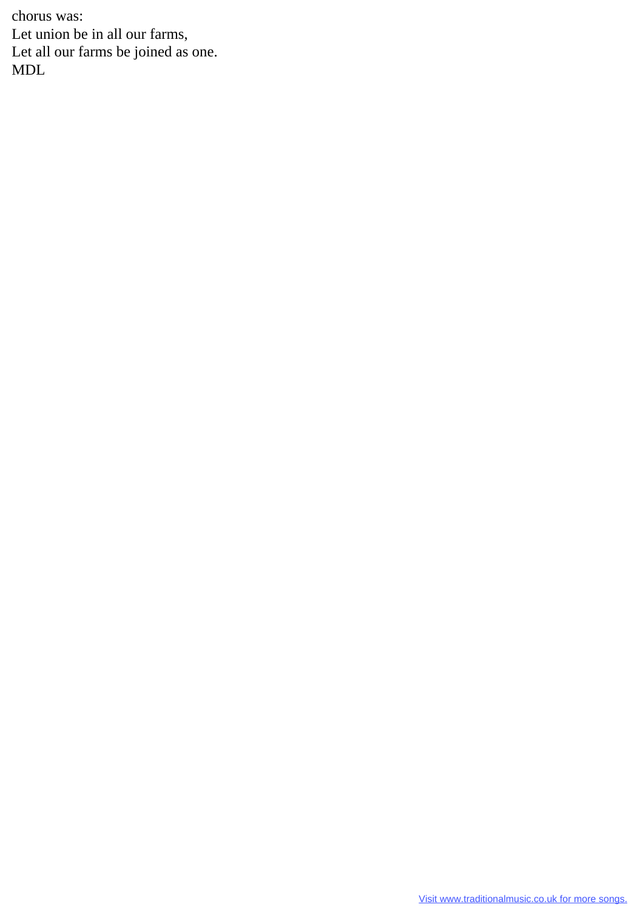chorus was:
Let union be in all our farms,
Let all our farms be joined as one.
MDL